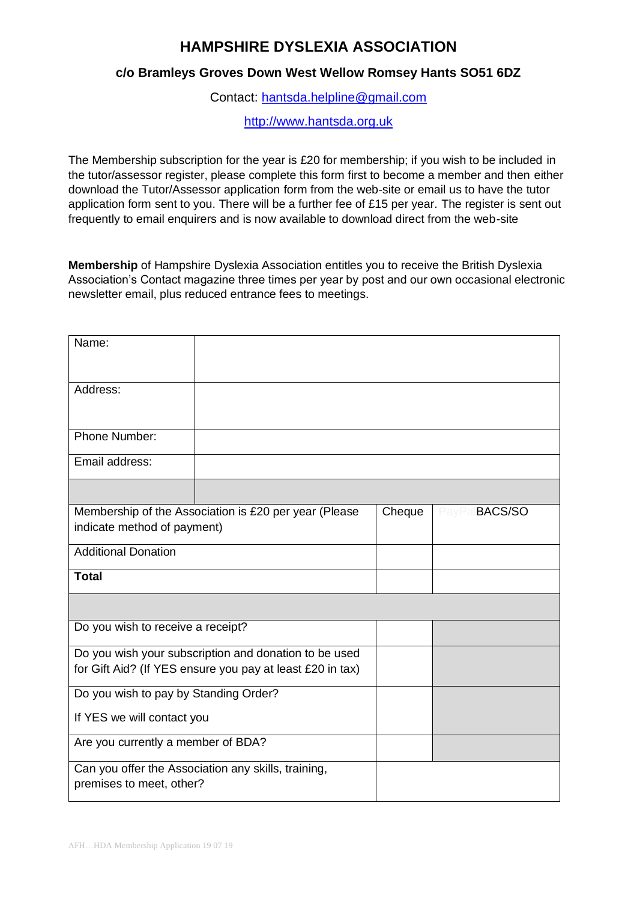# HAMPSHIRE DYSLEXIA ASSOCIATION

### c/o Bramleys Groves Down West Wellow Romsey Hants SO51 6DZ

Contact: hantsda.helpline@gmail.com

http://www.hantsda.org.uk

The Membership subscription for the year is £20 for membership; if you wish to be included in the tutor/assessor register, please complete this form first to become a member and then either download the Tutor/Assessor application form from the web-site or email us to have the tutor application form sent to you. There will be a further fee of £15 per year. The register is sent out frequently to email enquirers and is now available to download direct from the web-site

**Membership** of Hampshire Dyslexia Association entitles you to receive the British Dyslexia Association's Contact magazine three times per year by post and our own occasional electronic newsletter email, plus reduced entrance fees to meetings.

| Name: | | | |
|---|---|---|---|
| Address: | | | |
| Phone Number: | | | |
| Email address: | | | |
| | | | |
| Membership of the Association is £20 per year (Please indicate method of payment) | | Cheque | PayPal BACS/SO |
| Additional Donation | | | |
| **Total** | | | |
| | | | |
| Do you wish to receive a receipt? | | | |
| Do you wish your subscription and donation to be used for Gift Aid? (If YES ensure you pay at least £20 in tax) | | | |
| Do you wish to pay by Standing Order?<br>If YES we will contact you | | | |
| Are you currently a member of BDA? | | | |
| Can you offer the Association any skills, training, premises to meet, other? | | | |

AFH…HDA Membership Application 19 07 19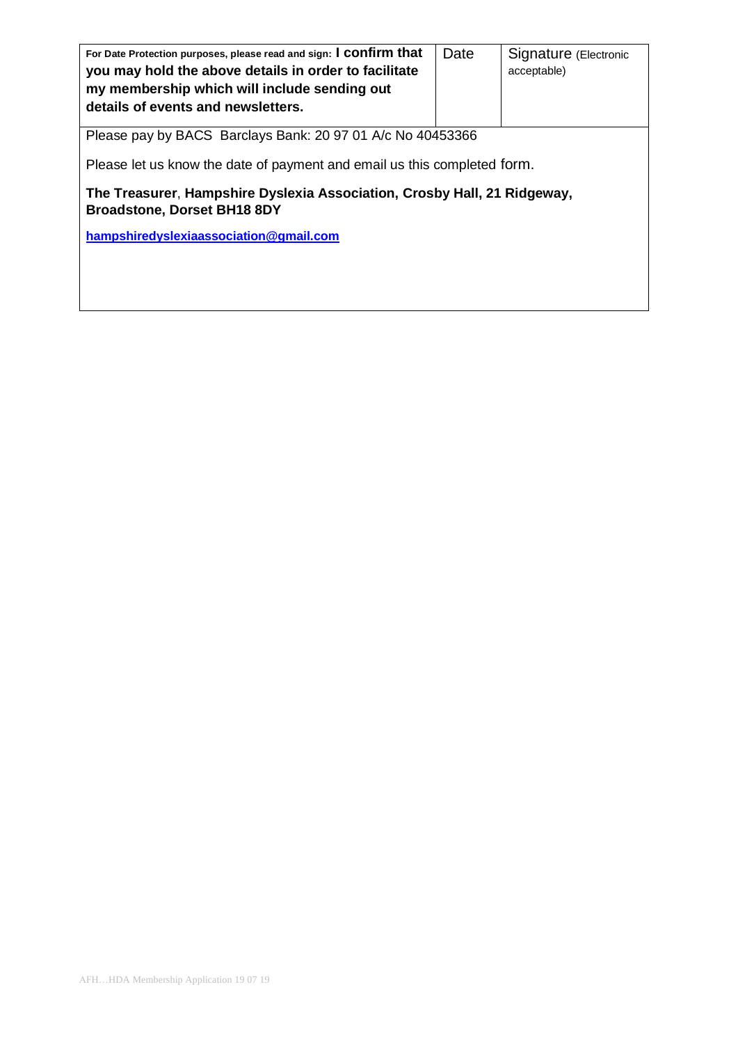| | | |
|---|---|---|
| For Date Protection purposes, please read and sign: **I confirm that you may hold the above details in order to facilitate my membership which will include sending out details of events and newsletters.** | Date | Signature (Electronic acceptable) |

Please pay by BACS Barclays Bank: 20 97 01 A/c No 40453366

Please let us know the date of payment and email us this completed form.

**The Treasurer**, **Hampshire Dyslexia Association, Crosby Hall, 21 Ridgeway, Broadstone, Dorset BH18 8DY**

**hampshiredyslexiaassociation@gmail.com**

AFH…HDA Membership Application 19 07 19